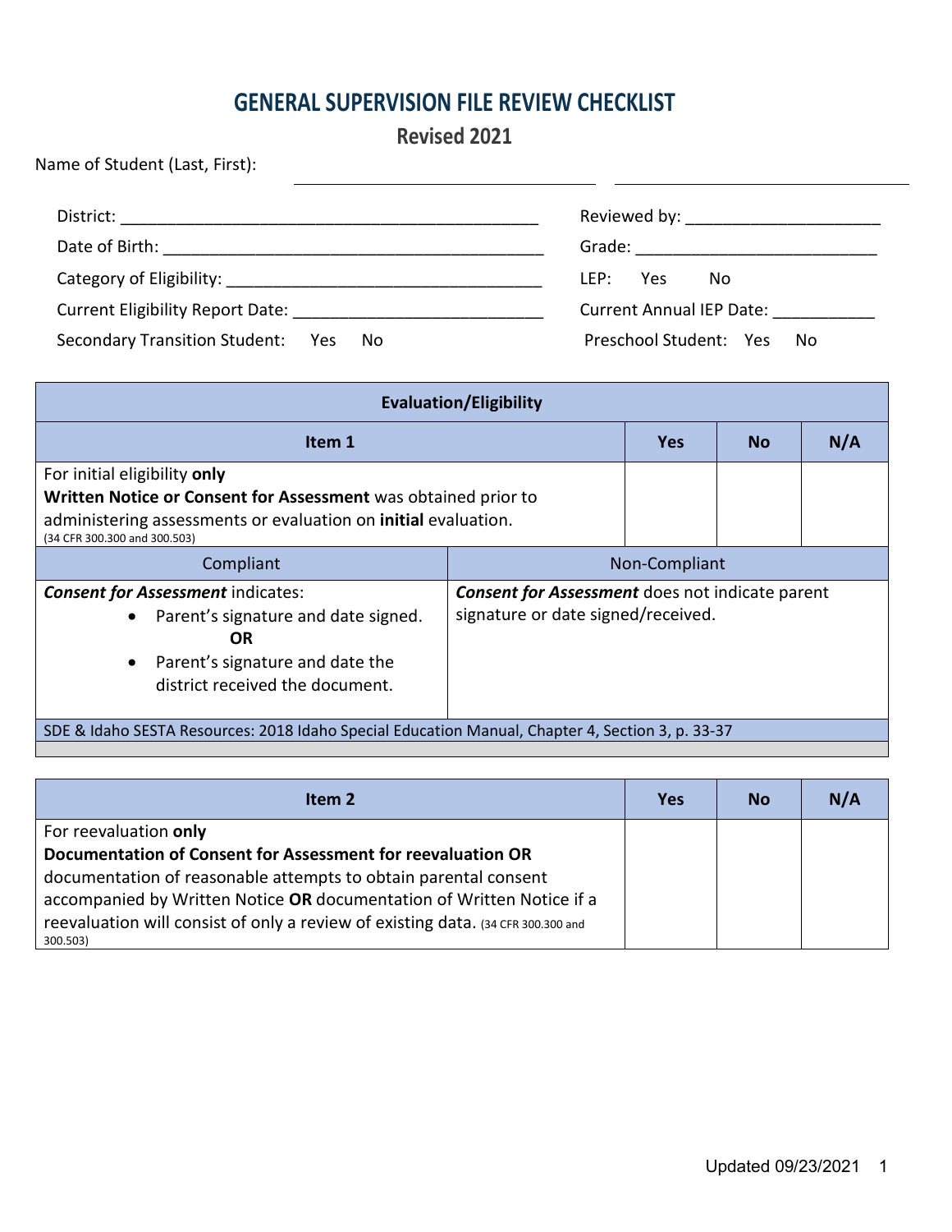# GENERAL SUPERVISION FILE REVIEW CHECKLIST

## Revised 2021

Name of Student (Last, First): ______________________ ______________________

District: ______________________ Reviewed by: ______________________

Date of Birth: ______________________ Grade: ______________________

Category of Eligibility: ______________________ LEP: Yes No

Current Eligibility Report Date: ______________________ Current Annual IEP Date: ___________

Secondary Transition Student: Yes No Preschool Student: Yes No

| Evaluation/Eligibility | | | | |
|---|---|---|---|---|
| **Item 1** | | **Yes** | **No** | **N/A** |
| For initial eligibility **only**<br>**Written Notice or Consent for Assessment** was obtained prior to administering assessments or evaluation on **initial** evaluation.<br>(34 CFR 300.300 and 300.503) | | | | |
| Compliant | Non-Compliant | | | |
| ***Consent for Assessment*** indicates:<br>• Parent's signature and date signed.<br>**OR**<br>• Parent's signature and date the district received the document. | ***Consent for Assessment*** does not indicate parent signature or date signed/received. | | | |
| SDE & Idaho SESTA Resources: 2018 Idaho Special Education Manual, Chapter 4, Section 3, p. 33-37 | | | | |

| **Item 2** | **Yes** | **No** | **N/A** |
|---|---|---|---|
| For reevaluation **only**<br>**Documentation of Consent for Assessment for reevaluation OR** documentation of reasonable attempts to obtain parental consent accompanied by Written Notice **OR** documentation of Written Notice if a reevaluation will consist of only a review of existing data. (34 CFR 300.300 and 300.503) | | | |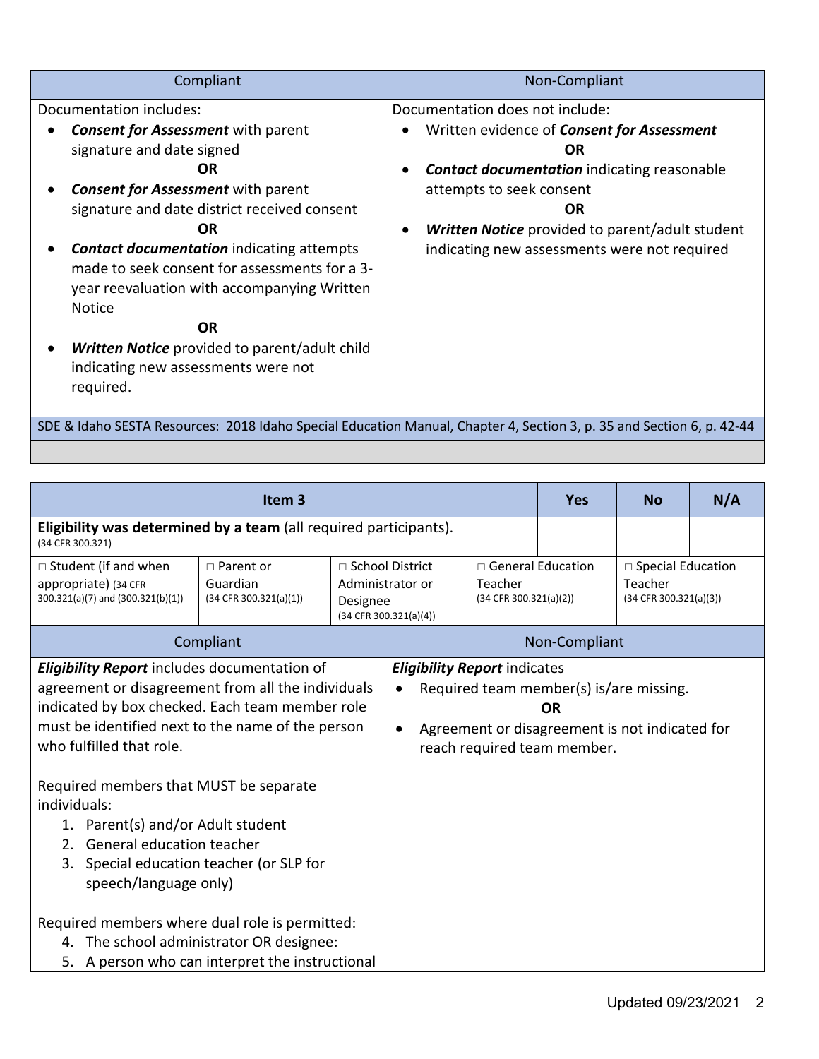| Compliant | Non-Compliant |
|---|---|
| Documentation includes:<br>• ***Consent for Assessment*** with parent signature and date signed<br>**OR**<br>• ***Consent for Assessment*** with parent signature and date district received consent<br>**OR**<br>• ***Contact documentation*** indicating attempts made to seek consent for assessments for a 3-year reevaluation with accompanying Written Notice<br>**OR**<br>• ***Written Notice*** provided to parent/adult child indicating new assessments were not required. | Documentation does not include:<br>• Written evidence of ***Consent for Assessment***<br>**OR**<br>• ***Contact documentation*** indicating reasonable attempts to seek consent<br>**OR**<br>• ***Written Notice*** provided to parent/adult student indicating new assessments were not required |
| SDE & Idaho SESTA Resources: 2018 Idaho Special Education Manual, Chapter 4, Section 3, p. 35 and Section 6, p. 42-44 | |

| Item 3 | | | | Yes | No | N/A |
|---|---|---|---|---|---|---|
| **Eligibility was determined by a team** (all required participants). (34 CFR 300.321) | | | | | | |
| □ Student (if and when appropriate) (34 CFR 300.321(a)(7) and (300.321(b)(1)) | □ Parent or Guardian (34 CFR 300.321(a)(1)) | □ School District Administrator or Designee (34 CFR 300.321(a)(4)) | □ General Education Teacher (34 CFR 300.321(a)(2)) | □ Special Education Teacher (34 CFR 300.321(a)(3)) | | |

| Compliant | Non-Compliant |
|---|---|
| ***Eligibility Report*** includes documentation of agreement or disagreement from all the individuals indicated by box checked. Each team member role must be identified next to the name of the person who fulfilled that role.<br><br>Required members that MUST be separate individuals:<br>1. Parent(s) and/or Adult student<br>2. General education teacher<br>3. Special education teacher (or SLP for speech/language only)<br><br>Required members where dual role is permitted:<br>4. The school administrator OR designee:<br>5. A person who can interpret the instructional | ***Eligibility Report*** indicates<br>• Required team member(s) is/are missing.<br>**OR**<br>• Agreement or disagreement is not indicated for reach required team member. |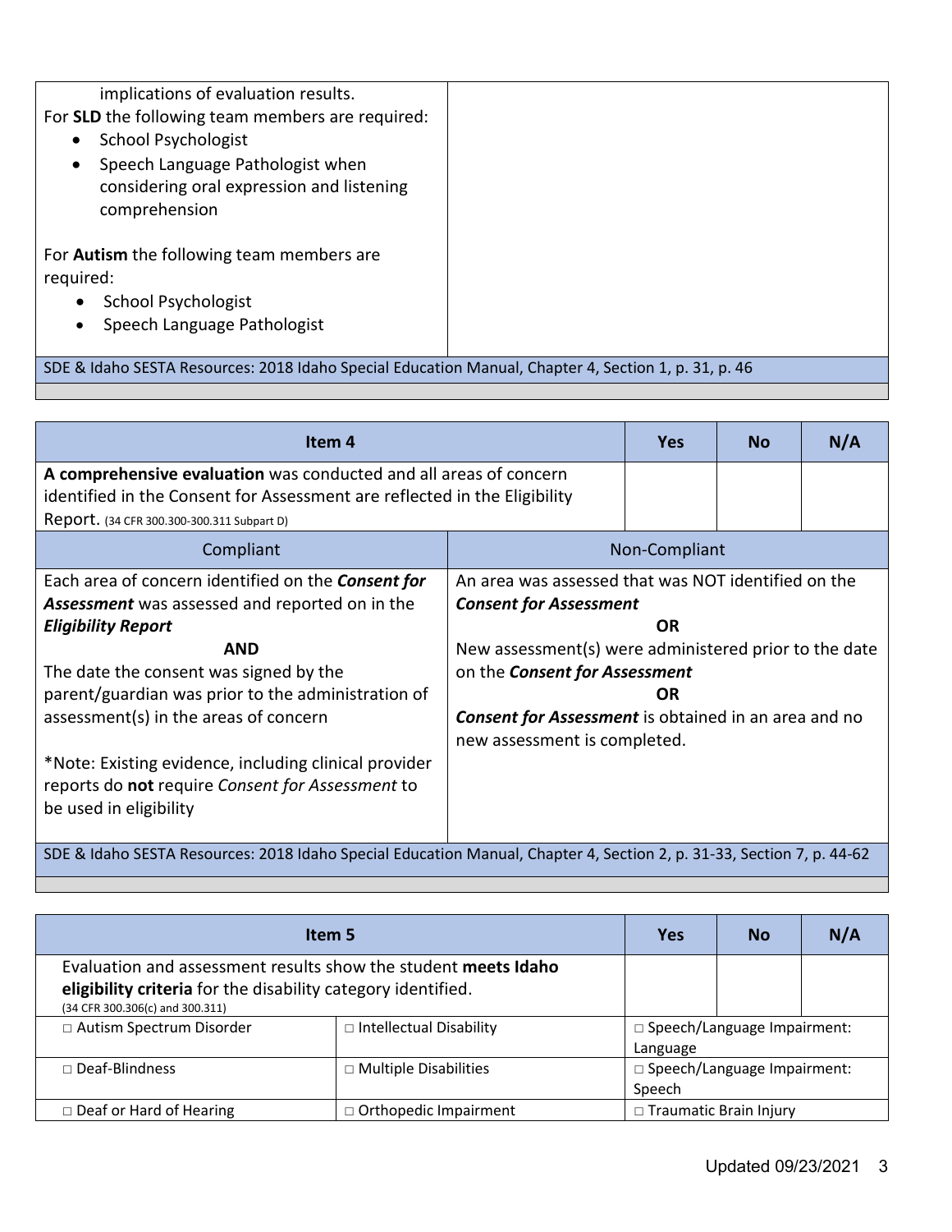| | |
|---|---|
| implications of evaluation results.<br>For **SLD** the following team members are required:<br>• School Psychologist<br>• Speech Language Pathologist when considering oral expression and listening comprehension<br><br>For **Autism** the following team members are required:<br>• School Psychologist<br>• Speech Language Pathologist | |
| SDE & Idaho SESTA Resources: 2018 Idaho Special Education Manual, Chapter 4, Section 1, p. 31, p. 46 | |

| Item 4 | | Yes | No | N/A |
|---|---|---|---|---|
| **A comprehensive evaluation** was conducted and all areas of concern identified in the Consent for Assessment are reflected in the Eligibility Report. (34 CFR 300.300-300.311 Subpart D) | | | | |
| Compliant | Non-Compliant | | | |
| Each area of concern identified on the ***Consent for Assessment*** was assessed and reported on in the ***Eligibility Report***<br>**AND**<br>The date the consent was signed by the parent/guardian was prior to the administration of assessment(s) in the areas of concern<br><br>*Note: Existing evidence, including clinical provider reports do **not** require *Consent for Assessment* to be used in eligibility | An area was assessed that was NOT identified on the ***Consent for Assessment***<br>**OR**<br>New assessment(s) were administered prior to the date on the ***Consent for Assessment***<br>**OR**<br>***Consent for Assessment*** is obtained in an area and no new assessment is completed. | | | |
| SDE & Idaho SESTA Resources: 2018 Idaho Special Education Manual, Chapter 4, Section 2, p. 31-33, Section 7, p. 44-62 | | | | |

| Item 5 | | Yes | No | N/A |
|---|---|---|---|---|
| Evaluation and assessment results show the student **meets Idaho eligibility criteria** for the disability category identified. (34 CFR 300.306(c) and 300.311) | | | | |
| □ Autism Spectrum Disorder | □ Intellectual Disability | □ Speech/Language Impairment: Language | | |
| □ Deaf-Blindness | □ Multiple Disabilities | □ Speech/Language Impairment: Speech | | |
| □ Deaf or Hard of Hearing | □ Orthopedic Impairment | □ Traumatic Brain Injury | | |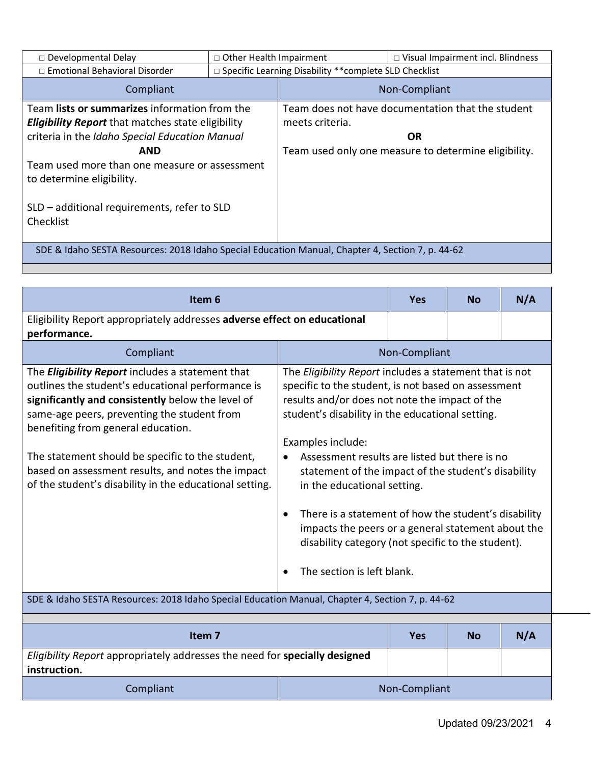| □ Developmental Delay | □ Other Health Impairment | □ Visual Impairment incl. Blindness |
|---|---|---|
| □ Emotional Behavioral Disorder | □ Specific Learning Disability **complete SLD Checklist | |

| Compliant | Non-Compliant |
|---|---|
| Team **lists or summarizes** information from the ***Eligibility Report*** that matches state eligibility criteria in the *Idaho Special Education Manual* **AND** Team used more than one measure or assessment to determine eligibility.<br><br>SLD – additional requirements, refer to SLD Checklist | Team does not have documentation that the student meets criteria.<br>**OR**<br>Team used only one measure to determine eligibility. |

SDE & Idaho SESTA Resources: 2018 Idaho Special Education Manual, Chapter 4, Section 7, p. 44-62

| Item 6 | Yes | No | N/A |
|---|---|---|---|
| Eligibility Report appropriately addresses **adverse effect on educational performance.** | | | |

| Compliant | Non-Compliant |
|---|---|
| The ***Eligibility Report*** includes a statement that outlines the student's educational performance is **significantly and consistently** below the level of same-age peers, preventing the student from benefiting from general education.<br><br>The statement should be specific to the student, based on assessment results, and notes the impact of the student's disability in the educational setting. | The *Eligibility Report* includes a statement that is not specific to the student, is not based on assessment results and/or does not note the impact of the student's disability in the educational setting.<br><br>Examples include:<br>• Assessment results are listed but there is no statement of the impact of the student's disability in the educational setting.<br>• There is a statement of how the student's disability impacts the peers or a general statement about the disability category (not specific to the student).<br>• The section is left blank. |

SDE & Idaho SESTA Resources: 2018 Idaho Special Education Manual, Chapter 4, Section 7, p. 44-62

| Item 7 | Yes | No | N/A |
|---|---|---|---|
| *Eligibility Report* appropriately addresses the need for **specially designed instruction.** | | | |

| Compliant | Non-Compliant |
|---|---|

Updated 09/23/2021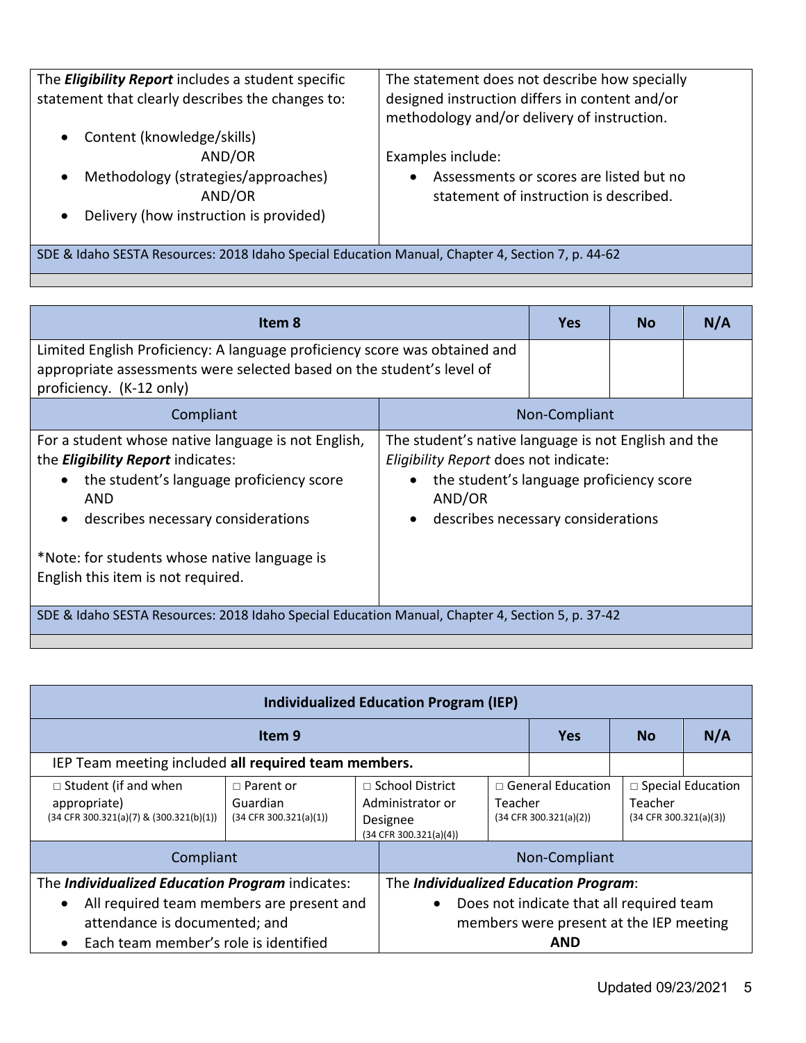| | |
|---|---|
| The ***Eligibility Report*** includes a student specific statement that clearly describes the changes to:<br>• Content (knowledge/skills)<br>AND/OR<br>• Methodology (strategies/approaches)<br>AND/OR<br>• Delivery (how instruction is provided) | The statement does not describe how specially designed instruction differs in content and/or methodology and/or delivery of instruction.<br><br>Examples include:<br>• Assessments or scores are listed but no statement of instruction is described. |
| SDE & Idaho SESTA Resources: 2018 Idaho Special Education Manual, Chapter 4, Section 7, p. 44-62 | |

| Item 8 | | Yes | No | N/A |
|---|---|---|---|---|
| Limited English Proficiency: A language proficiency score was obtained and appropriate assessments were selected based on the student's level of proficiency. (K-12 only) | | | | |
| Compliant | Non-Compliant | | | |
| For a student whose native language is not English, the ***Eligibility Report*** indicates:<br>• the student's language proficiency score AND<br>• describes necessary considerations<br><br>*Note: for students whose native language is English this item is not required. | The student's native language is not English and the *Eligibility Report* does not indicate:<br>• the student's language proficiency score AND/OR<br>• describes necessary considerations | | | |
| SDE & Idaho SESTA Resources: 2018 Idaho Special Education Manual, Chapter 4, Section 5, p. 37-42 | | | | |

## Individualized Education Program (IEP)

| Item 9 | | | Yes | No | N/A |
|---|---|---|---|---|---|
| IEP Team meeting included **all required team members.** | | | | | |
| □ Student (if and when appropriate) (34 CFR 300.321(a)(7) & (300.321(b)(1)) | □ Parent or Guardian (34 CFR 300.321(a)(1)) | □ School District Administrator or Designee (34 CFR 300.321(a)(4)) | □ General Education Teacher (34 CFR 300.321(a)(2)) | □ Special Education Teacher (34 CFR 300.321(a)(3)) | |
| Compliant | | Non-Compliant | | | |
| The ***Individualized Education Program*** indicates:<br>• All required team members are present and attendance is documented; and<br>• Each team member's role is identified | | The ***Individualized Education Program***:<br>• Does not indicate that all required team members were present at the IEP meeting<br>**AND** | | | |

Updated 09/23/2021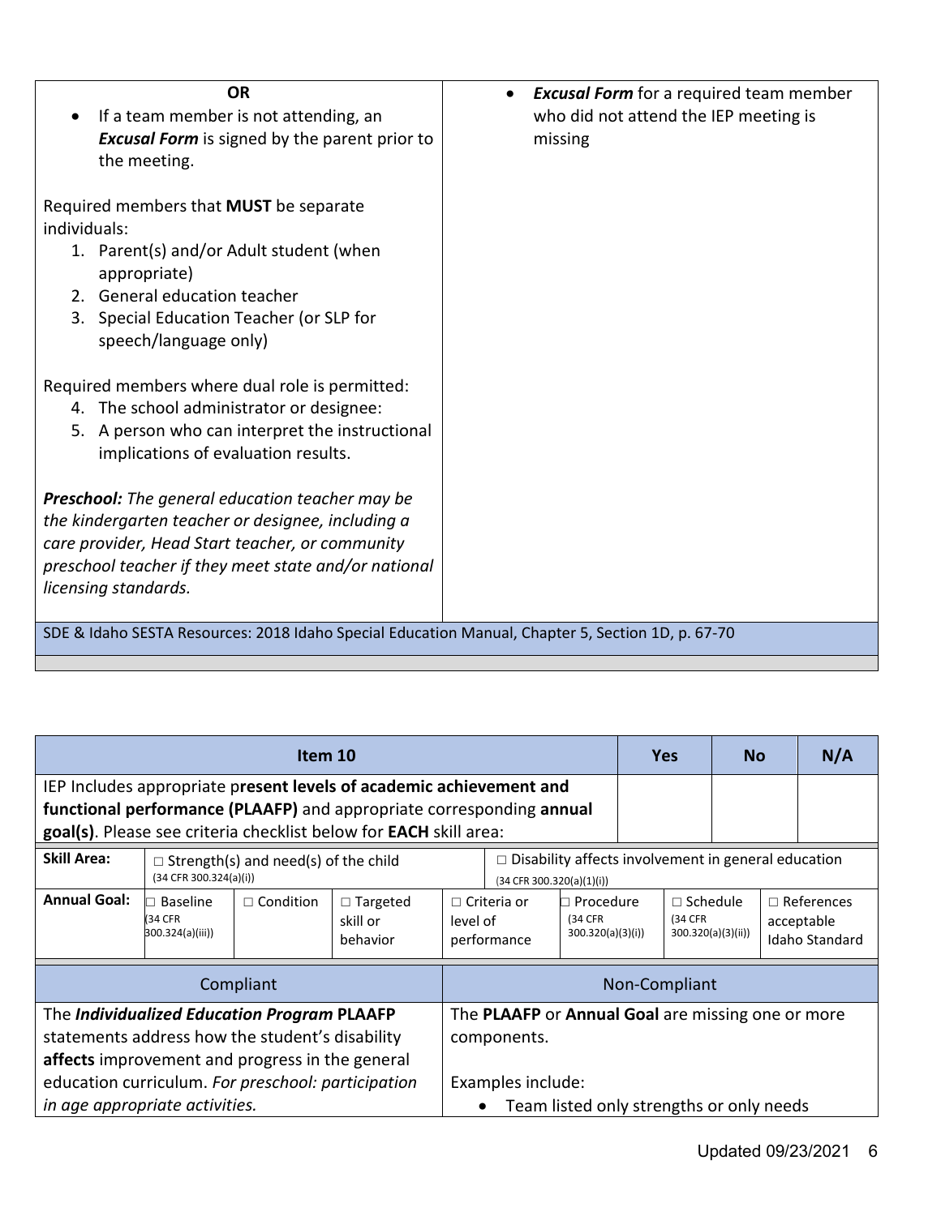| | |
|---|---|
| **OR**<br>• If a team member is not attending, an ***Excusal Form*** is signed by the parent prior to the meeting.<br><br>Required members that **MUST** be separate individuals:<br>1. Parent(s) and/or Adult student (when appropriate)<br>2. General education teacher<br>3. Special Education Teacher (or SLP for speech/language only)<br><br>Required members where dual role is permitted:<br>4. The school administrator or designee:<br>5. A person who can interpret the instructional implications of evaluation results.<br><br>***Preschool:*** *The general education teacher may be the kindergarten teacher or designee, including a care provider, Head Start teacher, or community preschool teacher if they meet state and/or national licensing standards.* | • ***Excusal Form*** for a required team member who did not attend the IEP meeting is missing |
| SDE & Idaho SESTA Resources: 2018 Idaho Special Education Manual, Chapter 5, Section 1D, p. 67-70 | |

| Item 10 | Yes | No | N/A |
|---|---|---|---|
| IEP Includes appropriate p**resent levels of academic achievement and functional performance (PLAAFP)** and appropriate corresponding **annual goal(s)**. Please see criteria checklist below for **EACH** skill area: | | | |

| | | | | | | | |
|---|---|---|---|---|---|---|---|
| **Skill Area:** | □ Strength(s) and need(s) of the child (34 CFR 300.324(a)(i)) | | | □ Disability affects involvement in general education (34 CFR 300.320(a)(1)(i)) | | | |
| **Annual Goal:** | □ Baseline (34 CFR 300.324(a)(iii)) | □ Condition | □ Targeted skill or behavior | □ Criteria or level of performance | □ Procedure (34 CFR 300.320(a)(3)(i)) | □ Schedule (34 CFR 300.320(a)(3)(ii)) | □ References acceptable Idaho Standard |

| Compliant | Non-Compliant |
|---|---|
| The ***Individualized Education Program*** **PLAAFP** statements address how the student's disability **affects** improvement and progress in the general education curriculum. *For preschool: participation in age appropriate activities.* | The **PLAAFP** or **Annual Goal** are missing one or more components.<br><br>Examples include:<br>• Team listed only strengths or only needs |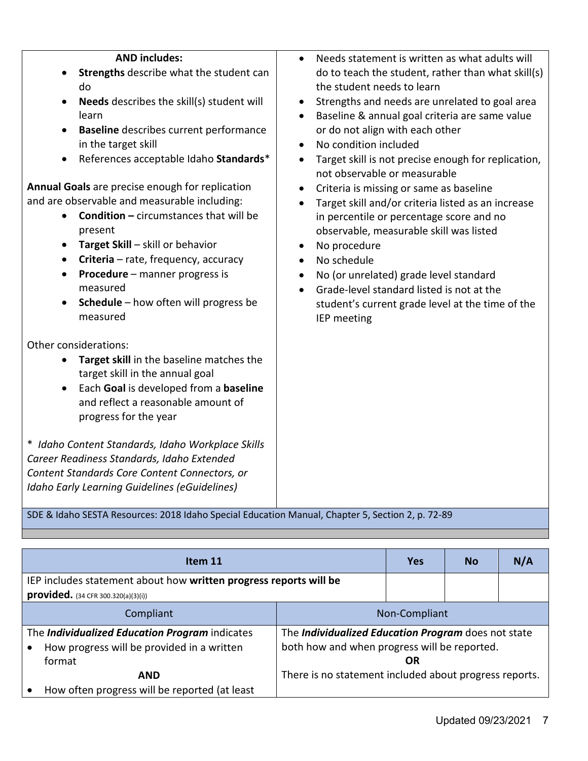| Compliant | Non-Compliant |
|---|---|
| **AND includes:**<br>• **Strengths** describe what the student can do<br>• **Needs** describes the skill(s) student will learn<br>• **Baseline** describes current performance in the target skill<br>• References acceptable Idaho **Standards***<br><br>**Annual Goals** are precise enough for replication and are observable and measurable including:<br>• **Condition –** circumstances that will be present<br>• **Target Skill** – skill or behavior<br>• **Criteria** – rate, frequency, accuracy<br>• **Procedure** – manner progress is measured<br>• **Schedule** – how often will progress be measured<br><br>Other considerations:<br>• **Target skill** in the baseline matches the target skill in the annual goal<br>• Each **Goal** is developed from a **baseline** and reflect a reasonable amount of progress for the year<br><br>* *Idaho Content Standards, Idaho Workplace Skills Career Readiness Standards, Idaho Extended Content Standards Core Content Connectors, or Idaho Early Learning Guidelines (eGuidelines)* | • Needs statement is written as what adults will do to teach the student, rather than what skill(s) the student needs to learn<br>• Strengths and needs are unrelated to goal area<br>• Baseline & annual goal criteria are same value or do not align with each other<br>• No condition included<br>• Target skill is not precise enough for replication, not observable or measurable<br>• Criteria is missing or same as baseline<br>• Target skill and/or criteria listed as an increase in percentile or percentage score and no observable, measurable skill was listed<br>• No procedure<br>• No schedule<br>• No (or unrelated) grade level standard<br>• Grade-level standard listed is not at the student's current grade level at the time of the IEP meeting |

SDE & Idaho SESTA Resources: 2018 Idaho Special Education Manual, Chapter 5, Section 2, p. 72-89

| Item 11 | Yes | No | N/A |
|---|---|---|---|
| IEP includes statement about how **written progress reports will be provided.** (34 CFR 300.320(a)(3)(i)) | | | |

| Compliant | Non-Compliant |
|---|---|
| The ***Individualized Education Program*** indicates<br>• How progress will be provided in a written format<br>**AND**<br>• How often progress will be reported (at least | The ***Individualized Education Program*** does not state both how and when progress will be reported.<br>**OR**<br>There is no statement included about progress reports. |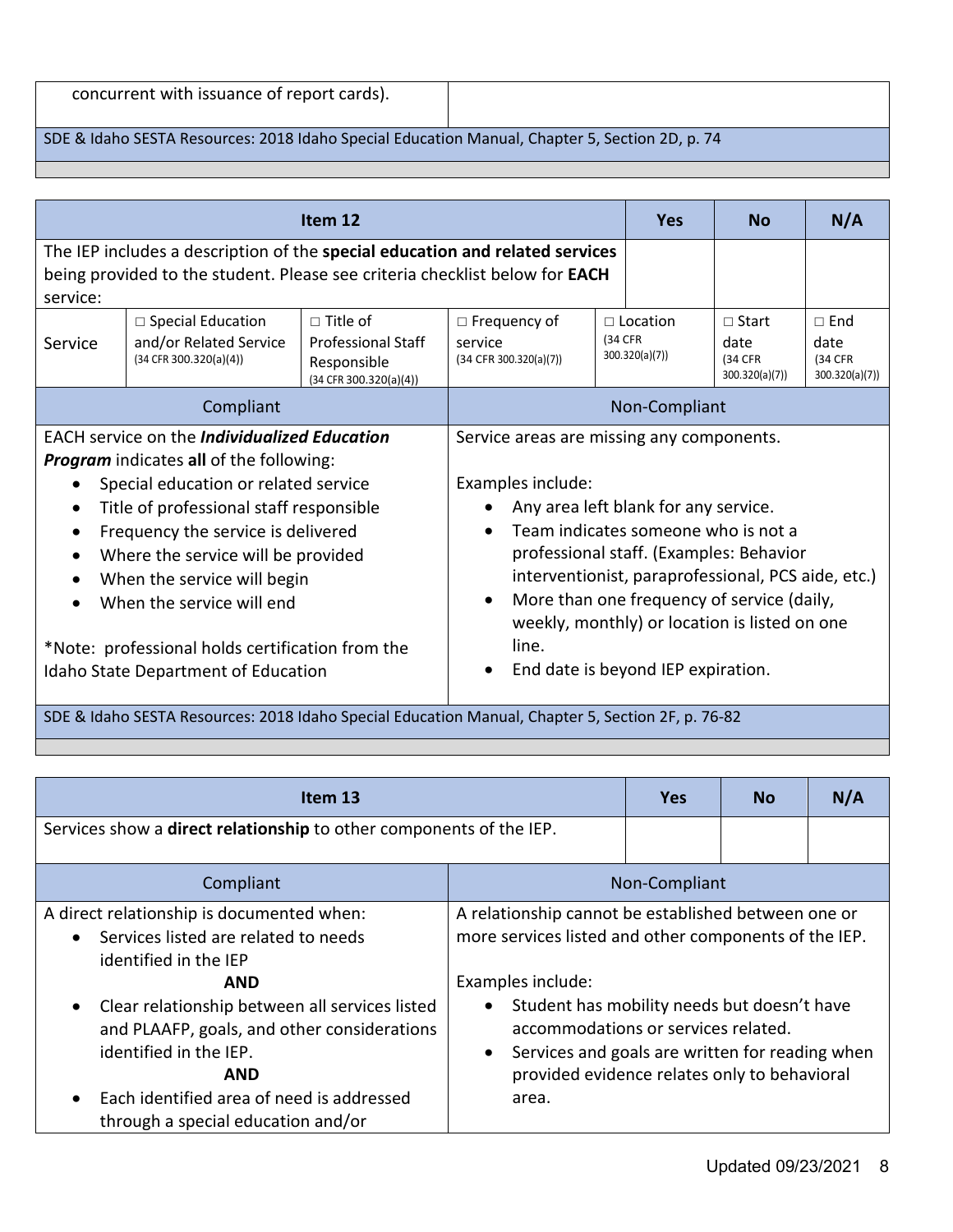| concurrent with issuance of report cards). | |
|---|---|
| SDE & Idaho SESTA Resources: 2018 Idaho Special Education Manual, Chapter 5, Section 2D, p. 74 | |

| Item 12 | | | | | Yes | No | N/A |
|---|---|---|---|---|---|---|---|
| The IEP includes a description of the **special education and related services** being provided to the student. Please see criteria checklist below for **EACH** service: | | | | | | | |
| Service | □ Special Education and/or Related Service (34 CFR 300.320(a)(4)) | □ Title of Professional Staff Responsible (34 CFR 300.320(a)(4)) | □ Frequency of service (34 CFR 300.320(a)(7)) | □ Location (34 CFR 300.320(a)(7)) | | □ Start date (34 CFR 300.320(a)(7)) | □ End date (34 CFR 300.320(a)(7)) |

| Compliant | Non-Compliant |
|---|---|
| EACH service on the ***Individualized Education Program*** indicates **all** of the following:<br>• Special education or related service<br>• Title of professional staff responsible<br>• Frequency the service is delivered<br>• Where the service will be provided<br>• When the service will begin<br>• When the service will end<br><br>*Note: professional holds certification from the Idaho State Department of Education | Service areas are missing any components.<br><br>Examples include:<br>• Any area left blank for any service.<br>• Team indicates someone who is not a professional staff. (Examples: Behavior interventionist, paraprofessional, PCS aide, etc.)<br>• More than one frequency of service (daily, weekly, monthly) or location is listed on one line.<br>• End date is beyond IEP expiration. |
| SDE & Idaho SESTA Resources: 2018 Idaho Special Education Manual, Chapter 5, Section 2F, p. 76-82 | |

| Item 13 | Yes | No | N/A |
|---|---|---|---|
| Services show a **direct relationship** to other components of the IEP. | | | |

| Compliant | Non-Compliant |
|---|---|
| A direct relationship is documented when:<br>• Services listed are related to needs identified in the IEP<br>**AND**<br>• Clear relationship between all services listed and PLAAFP, goals, and other considerations identified in the IEP.<br>**AND**<br>• Each identified area of need is addressed through a special education and/or | A relationship cannot be established between one or more services listed and other components of the IEP.<br><br>Examples include:<br>• Student has mobility needs but doesn't have accommodations or services related.<br>• Services and goals are written for reading when provided evidence relates only to behavioral area. |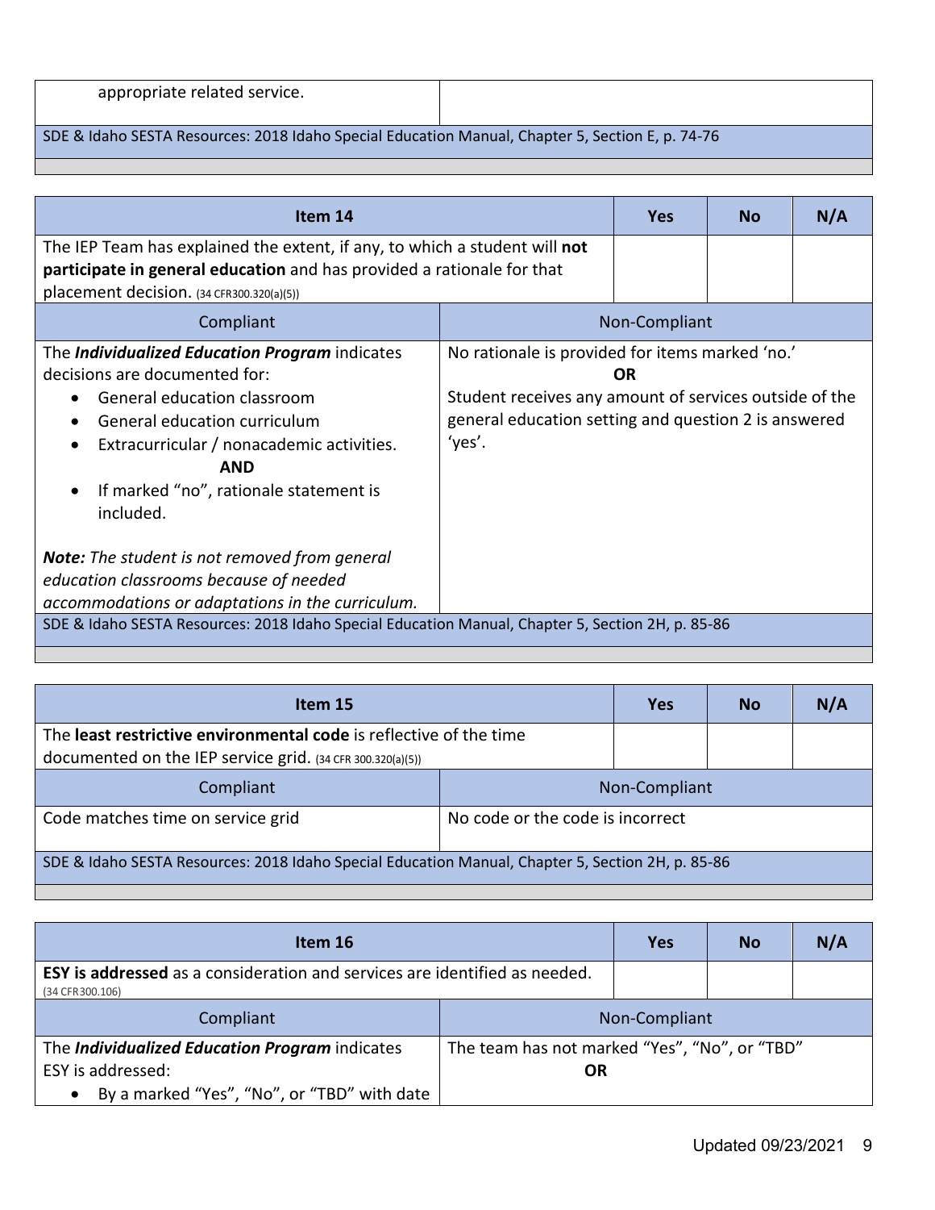| appropriate related service. | |
|---|---|

SDE & Idaho SESTA Resources: 2018 Idaho Special Education Manual, Chapter 5, Section E, p. 74-76

| Item 14 | | Yes | No | N/A |
|---|---|---|---|---|
| The IEP Team has explained the extent, if any, to which a student will **not participate in general education** and has provided a rationale for that placement decision. (34 CFR300.320(a)(5)) | | | | |
| Compliant | Non-Compliant | | | |
| The ***Individualized Education Program*** indicates decisions are documented for:<br>• General education classroom<br>• General education curriculum<br>• Extracurricular / nonacademic activities.<br>**AND**<br>• If marked "no", rationale statement is included.<br><br>***Note:*** *The student is not removed from general education classrooms because of needed accommodations or adaptations in the curriculum.* | No rationale is provided for items marked 'no.'<br>**OR**<br>Student receives any amount of services outside of the general education setting and question 2 is answered 'yes'. | | | |

SDE & Idaho SESTA Resources: 2018 Idaho Special Education Manual, Chapter 5, Section 2H, p. 85-86

| Item 15 | | Yes | No | N/A |
|---|---|---|---|---|
| The **least restrictive environmental code** is reflective of the time documented on the IEP service grid. (34 CFR 300.320(a)(5)) | | | | |
| Compliant | Non-Compliant | | | |
| Code matches time on service grid | No code or the code is incorrect | | | |

SDE & Idaho SESTA Resources: 2018 Idaho Special Education Manual, Chapter 5, Section 2H, p. 85-86

| Item 16 | | Yes | No | N/A |
|---|---|---|---|---|
| **ESY is addressed** as a consideration and services are identified as needed. (34 CFR300.106) | | | | |
| Compliant | Non-Compliant | | | |
| The ***Individualized Education Program*** indicates ESY is addressed:<br>• By a marked "Yes", "No", or "TBD" with date | The team has not marked "Yes", "No", or "TBD"<br>**OR** | | | |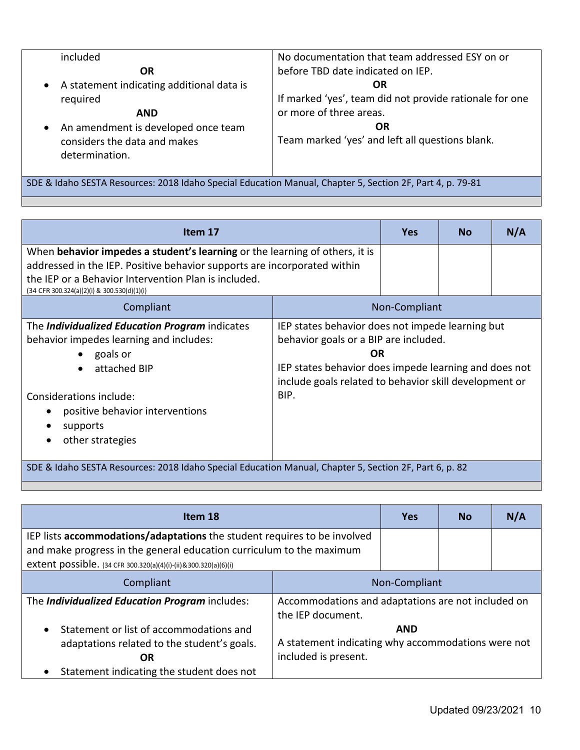| | |
|---|---|
| included<br>**OR**<br>• A statement indicating additional data is required<br>**AND**<br>• An amendment is developed once team considers the data and makes determination. | No documentation that team addressed ESY on or before TBD date indicated on IEP.<br>**OR**<br>If marked 'yes', team did not provide rationale for one or more of three areas.<br>**OR**<br>Team marked 'yes' and left all questions blank. |
| SDE & Idaho SESTA Resources: 2018 Idaho Special Education Manual, Chapter 5, Section 2F, Part 4, p. 79-81 | |

| Item 17 | Yes | No | N/A |
|---|---|---|---|
| When **behavior impedes a student's learning** or the learning of others, it is addressed in the IEP. Positive behavior supports are incorporated within the IEP or a Behavior Intervention Plan is included. (34 CFR 300.324(a)(2)(i) & 300.530(d)(1)(i) | | | |

| Compliant | Non-Compliant |
|---|---|
| The ***Individualized Education Program*** indicates behavior impedes learning and includes:<br>• goals or<br>• attached BIP<br><br>Considerations include:<br>• positive behavior interventions<br>• supports<br>• other strategies | IEP states behavior does not impede learning but behavior goals or a BIP are included.<br>**OR**<br>IEP states behavior does impede learning and does not include goals related to behavior skill development or BIP. |
| SDE & Idaho SESTA Resources: 2018 Idaho Special Education Manual, Chapter 5, Section 2F, Part 6, p. 82 | |

| Item 18 | Yes | No | N/A |
|---|---|---|---|
| IEP lists **accommodations/adaptations** the student requires to be involved and make progress in the general education curriculum to the maximum extent possible. (34 CFR 300.320(a)(4)(i)-(ii)&300.320(a)(6)(i) | | | |

| Compliant | Non-Compliant |
|---|---|
| The ***Individualized Education Program*** includes:<br><br>• Statement or list of accommodations and adaptations related to the student's goals.<br>**OR**<br>• Statement indicating the student does not | Accommodations and adaptations are not included on the IEP document.<br>**AND**<br>A statement indicating why accommodations were not included is present. |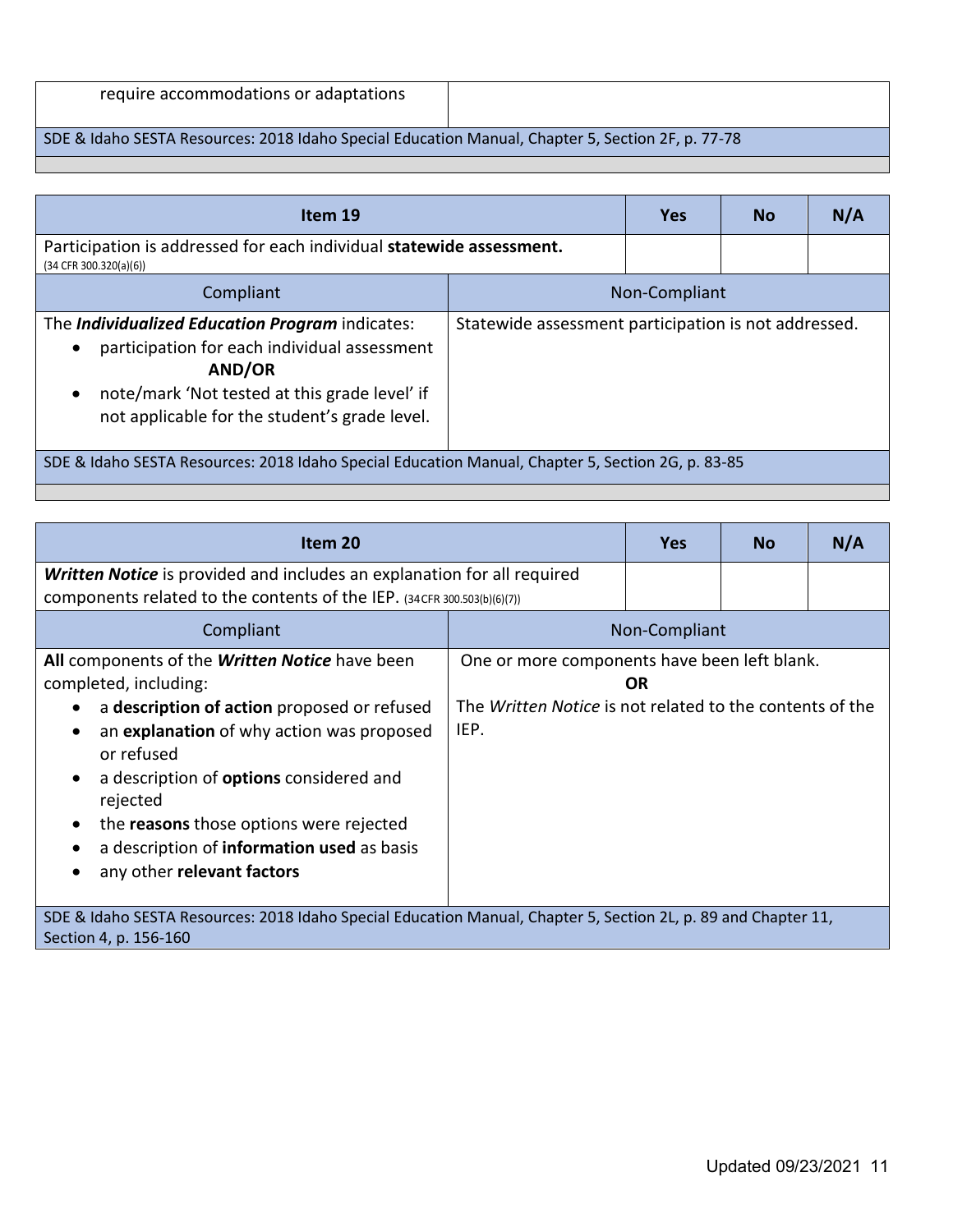| require accommodations or adaptations | |
| --- | --- |
| SDE & Idaho SESTA Resources: 2018 Idaho Special Education Manual, Chapter 5, Section 2F, p. 77-78 | |

| Item 19 | Yes | No | N/A |
| --- | --- | --- | --- |
| Participation is addressed for each individual **statewide assessment.** (34 CFR 300.320(a)(6)) | | | |
| Compliant | Non-Compliant | | |
| The ***Individualized Education Program*** indicates:<br>• participation for each individual assessment **AND/OR**<br>• note/mark 'Not tested at this grade level' if not applicable for the student's grade level. | Statewide assessment participation is not addressed. | | |
| SDE & Idaho SESTA Resources: 2018 Idaho Special Education Manual, Chapter 5, Section 2G, p. 83-85 | | | |

| Item 20 | Yes | No | N/A |
| --- | --- | --- | --- |
| ***Written Notice*** is provided and includes an explanation for all required components related to the contents of the IEP. (34 CFR 300.503(b)(6)(7)) | | | |
| Compliant | Non-Compliant | | |
| **All** components of the ***Written Notice*** have been completed, including:<br>• a **description of action** proposed or refused<br>• an **explanation** of why action was proposed or refused<br>• a description of **options** considered and rejected<br>• the **reasons** those options were rejected<br>• a description of **information used** as basis<br>• any other **relevant factors** | One or more components have been left blank.<br>**OR**<br>The *Written Notice* is not related to the contents of the IEP. | | |
| SDE & Idaho SESTA Resources: 2018 Idaho Special Education Manual, Chapter 5, Section 2L, p. 89 and Chapter 11, Section 4, p. 156-160 | | | |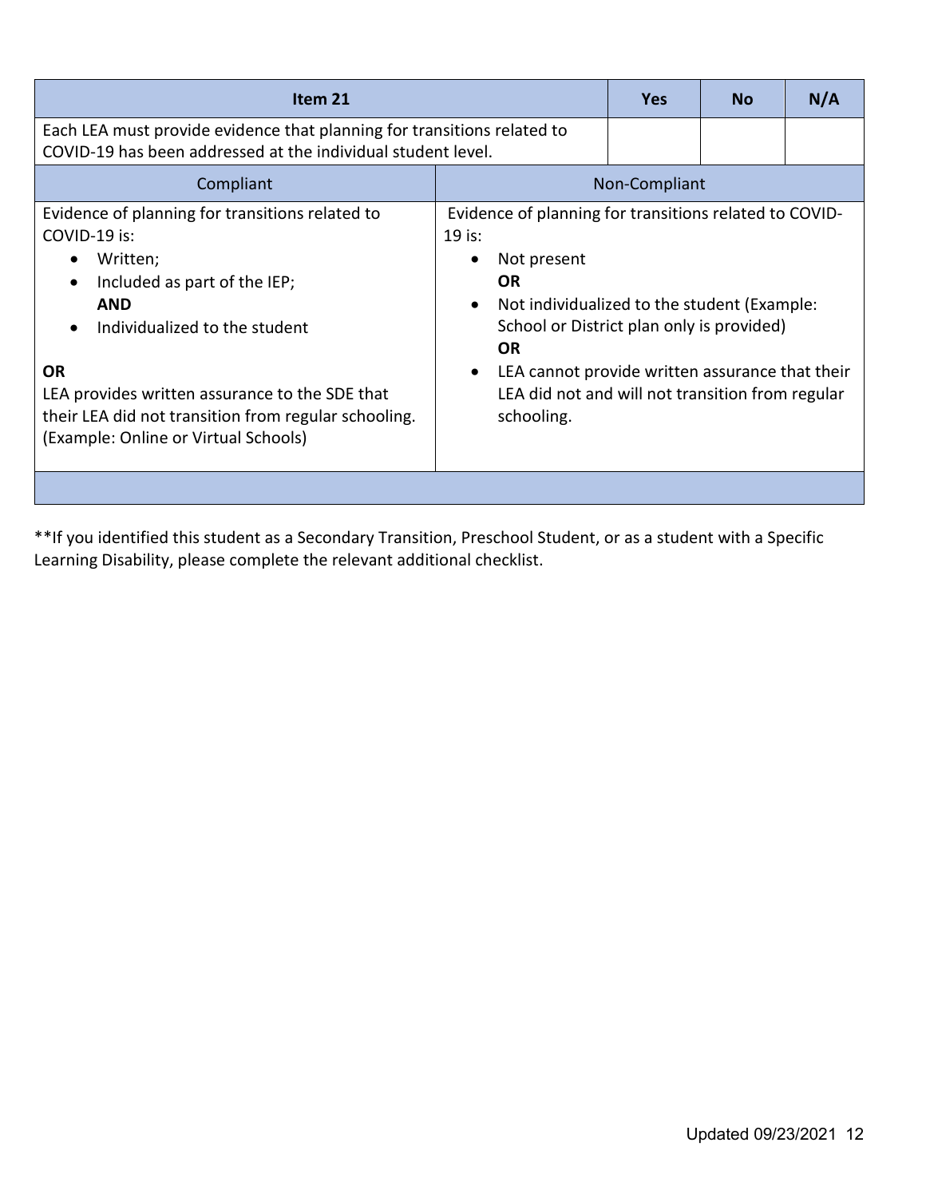| Item 21 | | Yes | No | N/A |
|---|---|---|---|---|
| Each LEA must provide evidence that planning for transitions related to COVID-19 has been addressed at the individual student level. | | | | |
| Compliant | Non-Compliant | | | |
| Evidence of planning for transitions related to COVID-19 is:<br>• Written;<br>• Included as part of the IEP;<br>**AND**<br>• Individualized to the student<br><br>**OR**<br>LEA provides written assurance to the SDE that their LEA did not transition from regular schooling. (Example: Online or Virtual Schools) | Evidence of planning for transitions related to COVID-19 is:<br>• Not present<br>**OR**<br>• Not individualized to the student (Example: School or District plan only is provided)<br>**OR**<br>• LEA cannot provide written assurance that their LEA did not and will not transition from regular schooling. | | | |
| | | | | |

**If you identified this student as a Secondary Transition, Preschool Student, or as a student with a Specific Learning Disability, please complete the relevant additional checklist.

Updated 09/23/2021